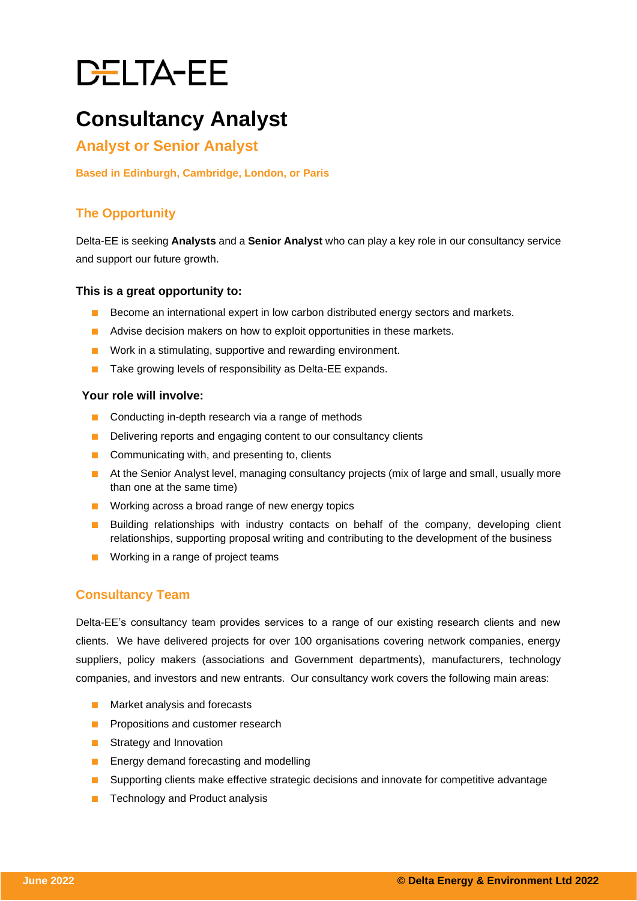# DELTA-EE

# Consultancy Analyst

## Analyst or Senior Analyst

**Based in Edinburgh, Cambridge, London, or Paris**

## The Opportunity

Delta-EE is seeking **Analysts** and a **Senior Analyst** who can play a key role in our consultancy service and support our future growth.

### This is a great opportunity to:

- Become an international expert in low carbon distributed energy sectors and markets.
- Advise decision makers on how to exploit opportunities in these markets.
- Work in a stimulating, supportive and rewarding environment.
- Take growing levels of responsibility as Delta-EE expands.

### Your role will involve:

- Conducting in-depth research via a range of methods
- Delivering reports and engaging content to our consultancy clients
- Communicating with, and presenting to, clients
- At the Senior Analyst level, managing consultancy projects (mix of large and small, usually more than one at the same time)
- Working across a broad range of new energy topics
- Building relationships with industry contacts on behalf of the company, developing client relationships, supporting proposal writing and contributing to the development of the business
- Working in a range of project teams

## Consultancy Team

Delta-EE's consultancy team provides services to a range of our existing research clients and new clients. We have delivered projects for over 100 organisations covering network companies, energy suppliers, policy makers (associations and Government departments), manufacturers, technology companies, and investors and new entrants. Our consultancy work covers the following main areas:

- Market analysis and forecasts
- Propositions and customer research
- Strategy and Innovation
- Energy demand forecasting and modelling
- Supporting clients make effective strategic decisions and innovate for competitive advantage
- Technology and Product analysis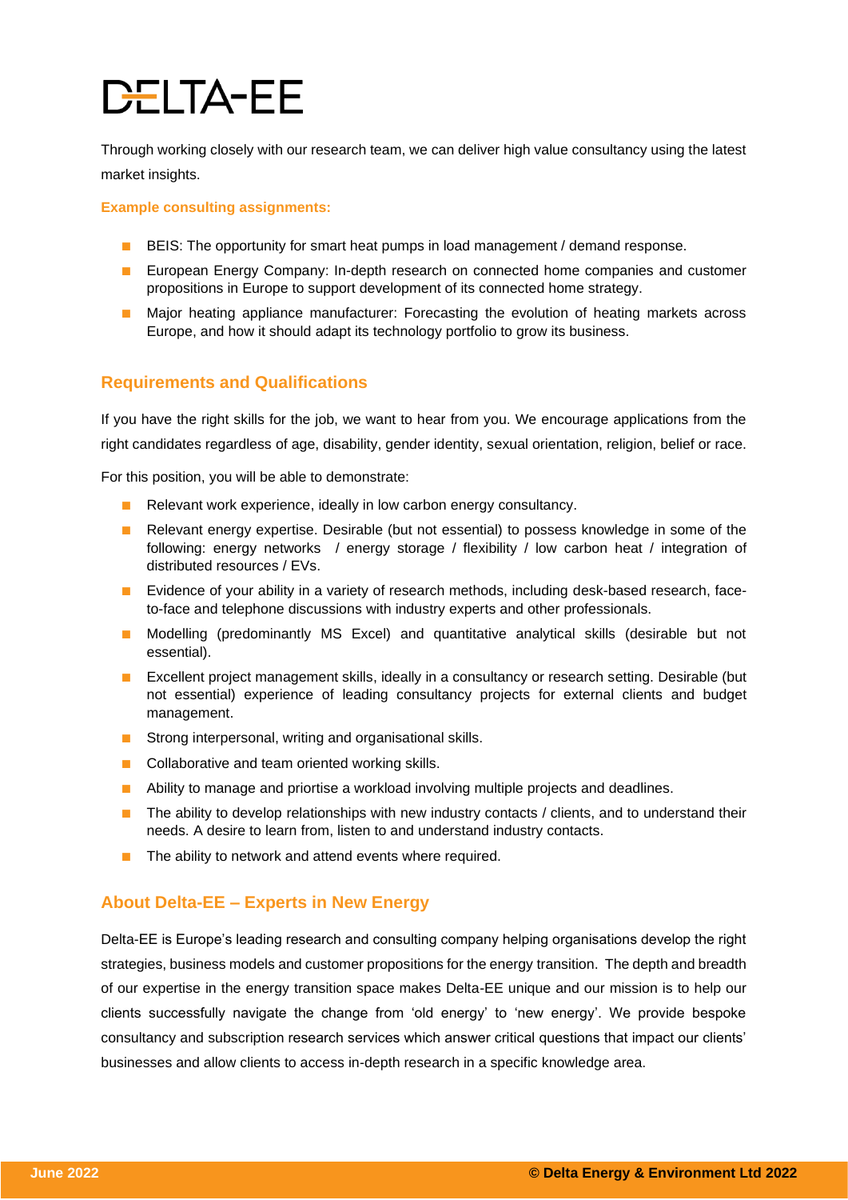# DELTA-EE

Through working closely with our research team, we can deliver high value consultancy using the latest market insights.

**Example consulting assignments:**

- BEIS: The opportunity for smart heat pumps in load management / demand response.
- European Energy Company: In-depth research on connected home companies and customer propositions in Europe to support development of its connected home strategy.
- Major heating appliance manufacturer: Forecasting the evolution of heating markets across Europe, and how it should adapt its technology portfolio to grow its business.

## Requirements and Qualifications

If you have the right skills for the job, we want to hear from you. We encourage applications from the right candidates regardless of age, disability, gender identity, sexual orientation, religion, belief or race.

For this position, you will be able to demonstrate:

- Relevant work experience, ideally in low carbon energy consultancy.
- Relevant energy expertise. Desirable (but not essential) to possess knowledge in some of the following: energy networks / energy storage / flexibility / low carbon heat / integration of distributed resources / EVs.
- Evidence of your ability in a variety of research methods, including desk-based research, face-to-face and telephone discussions with industry experts and other professionals.
- Modelling (predominantly MS Excel) and quantitative analytical skills (desirable but not essential).
- Excellent project management skills, ideally in a consultancy or research setting. Desirable (but not essential) experience of leading consultancy projects for external clients and budget management.
- Strong interpersonal, writing and organisational skills.
- Collaborative and team oriented working skills.
- Ability to manage and priortise a workload involving multiple projects and deadlines.
- The ability to develop relationships with new industry contacts / clients, and to understand their needs. A desire to learn from, listen to and understand industry contacts.
- The ability to network and attend events where required.

## About Delta-EE – Experts in New Energy

Delta-EE is Europe's leading research and consulting company helping organisations develop the right strategies, business models and customer propositions for the energy transition. The depth and breadth of our expertise in the energy transition space makes Delta-EE unique and our mission is to help our clients successfully navigate the change from 'old energy' to 'new energy'. We provide bespoke consultancy and subscription research services which answer critical questions that impact our clients' businesses and allow clients to access in-depth research in a specific knowledge area.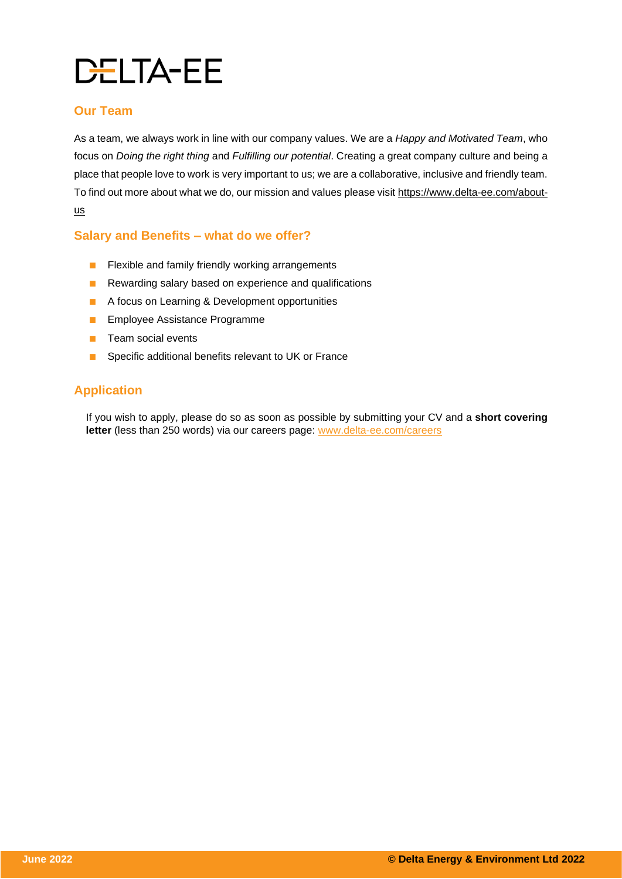DELTA-EE

## Our Team

As a team, we always work in line with our company values. We are a *Happy and Motivated Team*, who focus on *Doing the right thing* and *Fulfilling our potential*. Creating a great company culture and being a place that people love to work is very important to us; we are a collaborative, inclusive and friendly team. To find out more about what we do, our mission and values please visit https://www.delta-ee.com/about-us

## Salary and Benefits – what do we offer?

- Flexible and family friendly working arrangements
- Rewarding salary based on experience and qualifications
- A focus on Learning & Development opportunities
- Employee Assistance Programme
- Team social events
- Specific additional benefits relevant to UK or France

## Application

If you wish to apply, please do so as soon as possible by submitting your CV and a **short covering letter** (less than 250 words) via our careers page: www.delta-ee.com/careers